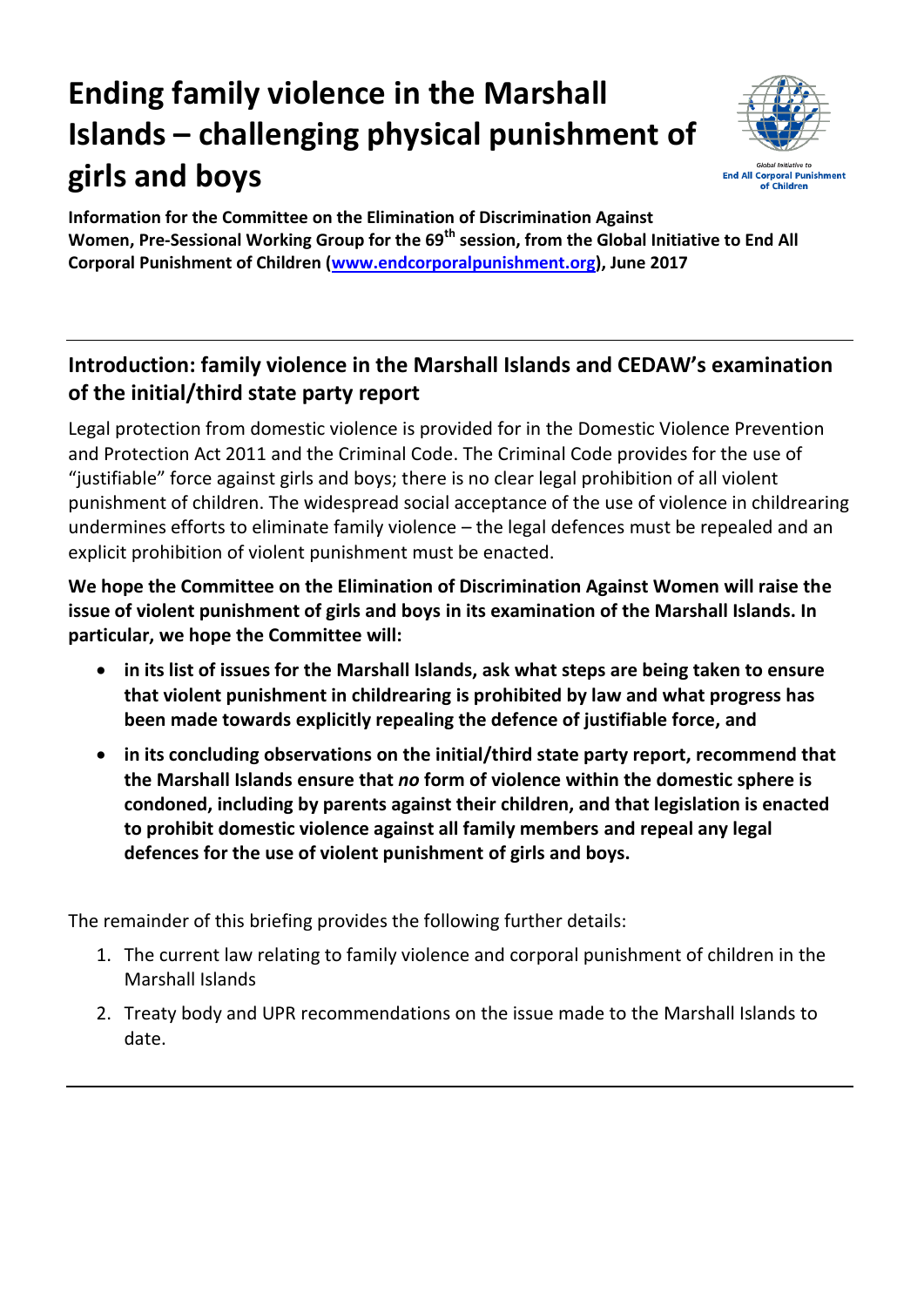# Ending family violence in the Marshall Islands – challenging physical punishment of girls and boys

**Information for the Committee on the Elimination of Discrimination Against Women, Pre-Sessional Working Group for the 69th session, from the Global Initiative to End All Corporal Punishment of Children ([www.endcorporalpunishment.org](www.endcorporalpunishment.org)), June 2017**

---

## Introduction: family violence in the Marshall Islands and CEDAW's examination of the initial/third state party report

Legal protection from domestic violence is provided for in the Domestic Violence Prevention and Protection Act 2011 and the Criminal Code. The Criminal Code provides for the use of "justifiable" force against girls and boys; there is no clear legal prohibition of all violent punishment of children. The widespread social acceptance of the use of violence in childrearing undermines efforts to eliminate family violence – the legal defences must be repealed and an explicit prohibition of violent punishment must be enacted.

**We hope the Committee on the Elimination of Discrimination Against Women will raise the issue of violent punishment of girls and boys in its examination of the Marshall Islands. In particular, we hope the Committee will:**

- **in its list of issues for the Marshall Islands, ask what steps are being taken to ensure that violent punishment in childrearing is prohibited by law and what progress has been made towards explicitly repealing the defence of justifiable force, and**
- **in its concluding observations on the initial/third state party report, recommend that the Marshall Islands ensure that *no* form of violence within the domestic sphere is condoned, including by parents against their children, and that legislation is enacted to prohibit domestic violence against all family members and repeal any legal defences for the use of violent punishment of girls and boys.**

The remainder of this briefing provides the following further details:

1. The current law relating to family violence and corporal punishment of children in the Marshall Islands
2. Treaty body and UPR recommendations on the issue made to the Marshall Islands to date.

---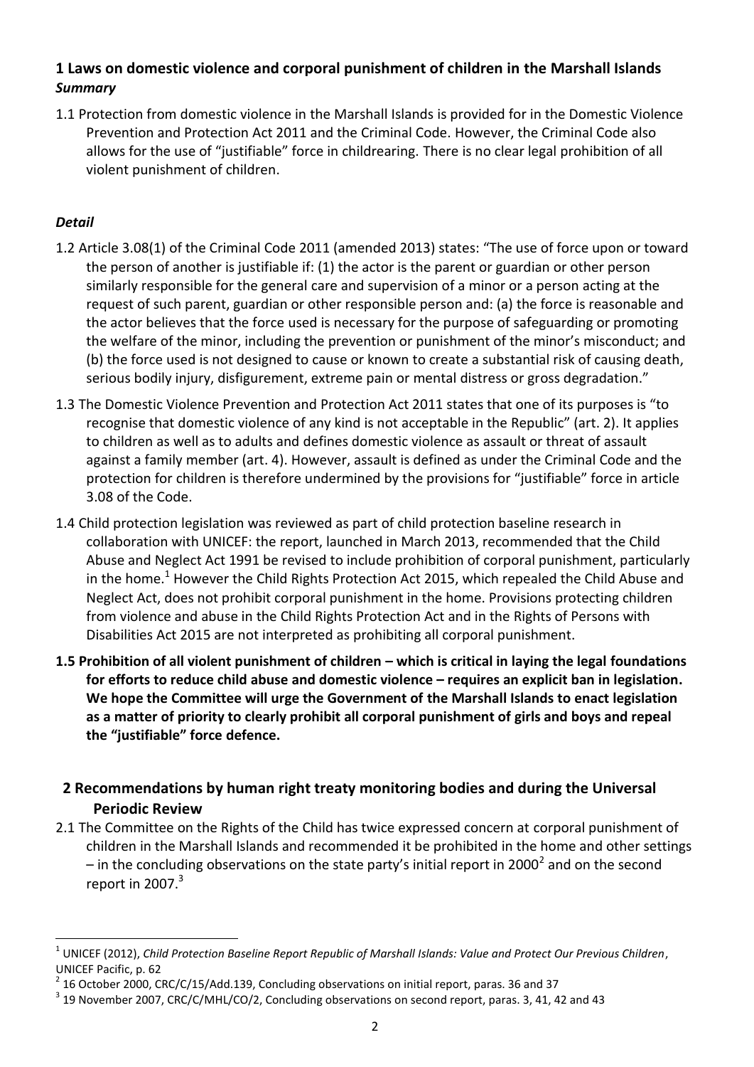## 1 Laws on domestic violence and corporal punishment of children in the Marshall Islands

### *Summary*

1.1 Protection from domestic violence in the Marshall Islands is provided for in the Domestic Violence Prevention and Protection Act 2011 and the Criminal Code. However, the Criminal Code also allows for the use of "justifiable" force in childrearing. There is no clear legal prohibition of all violent punishment of children.

### *Detail*

1.2 Article 3.08(1) of the Criminal Code 2011 (amended 2013) states: "The use of force upon or toward the person of another is justifiable if: (1) the actor is the parent or guardian or other person similarly responsible for the general care and supervision of a minor or a person acting at the request of such parent, guardian or other responsible person and: (a) the force is reasonable and the actor believes that the force used is necessary for the purpose of safeguarding or promoting the welfare of the minor, including the prevention or punishment of the minor's misconduct; and (b) the force used is not designed to cause or known to create a substantial risk of causing death, serious bodily injury, disfigurement, extreme pain or mental distress or gross degradation."

1.3 The Domestic Violence Prevention and Protection Act 2011 states that one of its purposes is "to recognise that domestic violence of any kind is not acceptable in the Republic" (art. 2). It applies to children as well as to adults and defines domestic violence as assault or threat of assault against a family member (art. 4). However, assault is defined as under the Criminal Code and the protection for children is therefore undermined by the provisions for "justifiable" force in article 3.08 of the Code.

1.4 Child protection legislation was reviewed as part of child protection baseline research in collaboration with UNICEF: the report, launched in March 2013, recommended that the Child Abuse and Neglect Act 1991 be revised to include prohibition of corporal punishment, particularly in the home.[1] However the Child Rights Protection Act 2015, which repealed the Child Abuse and Neglect Act, does not prohibit corporal punishment in the home. Provisions protecting children from violence and abuse in the Child Rights Protection Act and in the Rights of Persons with Disabilities Act 2015 are not interpreted as prohibiting all corporal punishment.

**1.5 Prohibition of all violent punishment of children – which is critical in laying the legal foundations for efforts to reduce child abuse and domestic violence – requires an explicit ban in legislation. We hope the Committee will urge the Government of the Marshall Islands to enact legislation as a matter of priority to clearly prohibit all corporal punishment of girls and boys and repeal the "justifiable" force defence.**

## 2 Recommendations by human right treaty monitoring bodies and during the Universal Periodic Review

2.1 The Committee on the Rights of the Child has twice expressed concern at corporal punishment of children in the Marshall Islands and recommended it be prohibited in the home and other settings – in the concluding observations on the state party's initial report in 2000[2] and on the second report in 2007.[3]

---

[1] UNICEF (2012), *Child Protection Baseline Report Republic of Marshall Islands: Value and Protect Our Previous Children*, UNICEF Pacific, p. 62

[2] 16 October 2000, CRC/C/15/Add.139, Concluding observations on initial report, paras. 36 and 37

[3] 19 November 2007, CRC/C/MHL/CO/2, Concluding observations on second report, paras. 3, 41, 42 and 43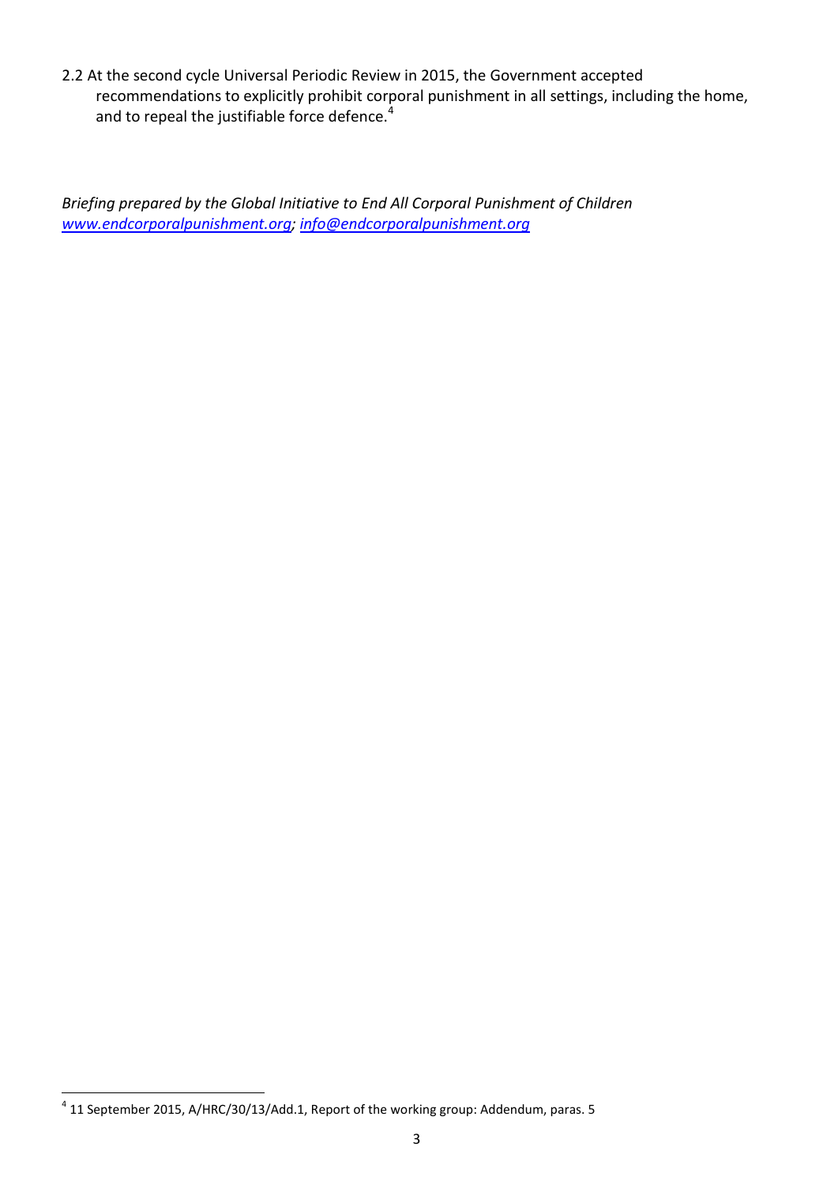2.2 At the second cycle Universal Periodic Review in 2015, the Government accepted recommendations to explicitly prohibit corporal punishment in all settings, including the home, and to repeal the justifiable force defence.[4]

*Briefing prepared by the Global Initiative to End All Corporal Punishment of Children*
*[www.endcorporalpunishment.org](http://www.endcorporalpunishment.org); [info@endcorporalpunishment.org](mailto:info@endcorporalpunishment.org)*

[4] 11 September 2015, A/HRC/30/13/Add.1, Report of the working group: Addendum, paras. 5